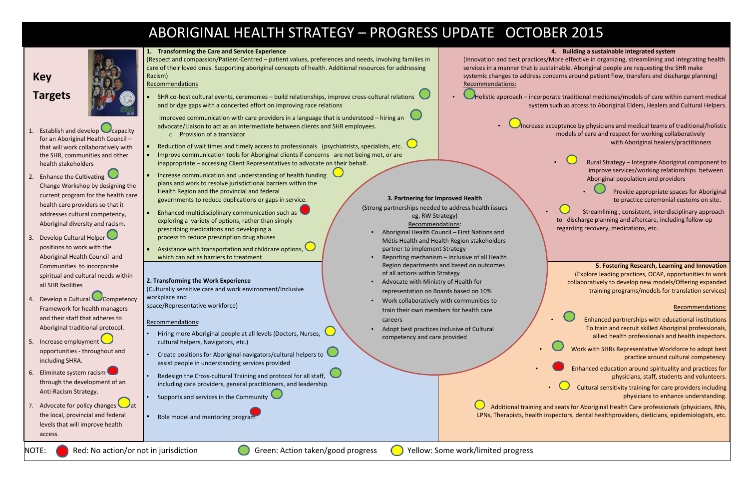# ABORIGINAL HEALTH STRATEGY – PROGRESS UPDATE OCTOBER 2015

## Key Targets

1. Establish and develop (Green) capacity for an Aboriginal Health Council – that will work collaboratively with the SHR, communities and other health stakeholders
2. Enhance the Cultivating (Green) Change Workshop by designing the current program for the health care health care providers so that it addresses cultural competency, Aboriginal diversity and racism.
3. Develop Cultural Helper (Green) positions to work with the Aboriginal Health Council and Communities to incorporate spiritual and cultural needs within all SHR facilities
4. Develop a Cultural (Green) Competency Framework for health managers and their staff that adheres to Aboriginal traditional protocol.
5. Increase employment (Yellow) opportunities - throughout and including SHRA.
6. Eliminate system racism (Red) through the development of an Anti-Racism Strategy.
7. Advocate for policy changes (Yellow) at the local, provincial and federal levels that will improve health access.

## 1. Transforming the Care and Service Experience

(Respect and compassion/Patient-Centred – patient values, preferences and needs, involving families in care of their loved ones. Supporting aboriginal concepts of health. Additional resources for addressing Racism)

Recommendations

- SHR co-host cultural events, ceremonies – build relationships, improve cross-cultural relations and bridge gaps with a concerted effort on improving race relations (Green)

  Improved communication with care providers in a language that is understood – hiring an advocate/Liaison to act as an intermediate between clients and SHR employees. (Green)
  - Provision of a translator
- Reduction of wait times and timely access to professionals (psychiatrists, specialists, etc. (Yellow)
- Improve communication tools for Aboriginal clients if concerns are not being met, or are inappropriate – accessing Client Representatives to advocate on their behalf.
- Increase communication and understanding of health funding plans and work to resolve jurisdictional barriers within the Health Region and the provincial and federal governments to reduce duplications or gaps in service. (Yellow)
- Enhanced multidisciplinary communication such as exploring a variety of options, rather than simply prescribing medications and developing a process to reduce prescription drug abuses (Red)
- Assistance with transportation and childcare options, which can act as barriers to treatment. (Yellow)

## 2. Transforming the Work Experience

(Culturally sensitive care and work environment/Inclusive workplace and space/Representative workforce)

Recommendations:

- Hiring more Aboriginal people at all levels (Doctors, Nurses, cultural helpers, Navigators, etc.) (Yellow)
- Create positions for Aboriginal navigators/cultural helpers to assist people in understanding services provided (Green)
- Redesign the Cross-cultural Training and protocol for all staff, including care providers, general practitioners, and leadership. (Green)
- Supports and services in the Community (Green)
- Role model and mentoring program (Red)

## 3. Partnering for Improved Health

(Strong partnerships needed to address health issues eg. RW Strategy)

Recommendations:

- Aboriginal Health Council – First Nations and Métis Health and Health Region stakeholders partner to implement Strategy
- Reporting mechanism – inclusive of all Health Region departments and based on outcomes of all actions within Strategy
- Advocate with Ministry of Health for representation on Boards based on 10%
- Work collaboratively with communities to train their own members for health care careers
- Adopt best practices inclusive of Cultural competency and care provided

## 4. Building a sustainable integrated system

(Innovation and best practices/More effective in organizing, streamlining and integrating health services in a manner that is sustainable. Aboriginal people are requesting the SHR make systemic changes to address concerns around patient flow, transfers and discharge planning)

Recommendations:

- (Green) Holistic approach – incorporate traditional medicines/models of care within current medical system such as access to Aboriginal Elders, Healers and Cultural Helpers.
- (Yellow) Increase acceptance by physicians and medical teams of traditional/holistic models of care and respect for working collaboratively with Aboriginal healers/practitioners
- (Yellow) Rural Strategy – Integrate Aboriginal component to improve services/working relationships between Aboriginal population and providers
- (Green) Provide appropriate spaces for Aboriginal to practice ceremonial customs on site.
- (Yellow) Streamlining, consistent, interdisciplinary approach to discharge planning and aftercare, including follow-up regarding recovery, medications, etc.

## 5. Fostering Research, Learning and Innovation

(Explore leading practices, OCAP, opportunities to work collaboratively to develop new models/Offering expanded training programs/models for translation services)

Recommendations:

- (Green) Enhanced partnerships with educational institutions To train and recruit skilled Aboriginal professionals, allied health professionals and health inspectors.
- (Green) Work with SHRs Representative Workforce to adopt best practice around cultural competency.
- (Red) Enhanced education around spirituality and practices for physicians, staff, students and volunteers.
- (Yellow) Cultural sensitivity training for care providers including physicians to enhance understanding.
- (Yellow) Additional training and seats for Aboriginal Health Care professionals (physicians, RNs, LPNs, Therapists, health inspectors, dental healthproviders, dieticians, epidemiologists, etc.

NOTE: Red: No action/or not in jurisdiction | Green: Action taken/good progress | Yellow: Some work/limited progress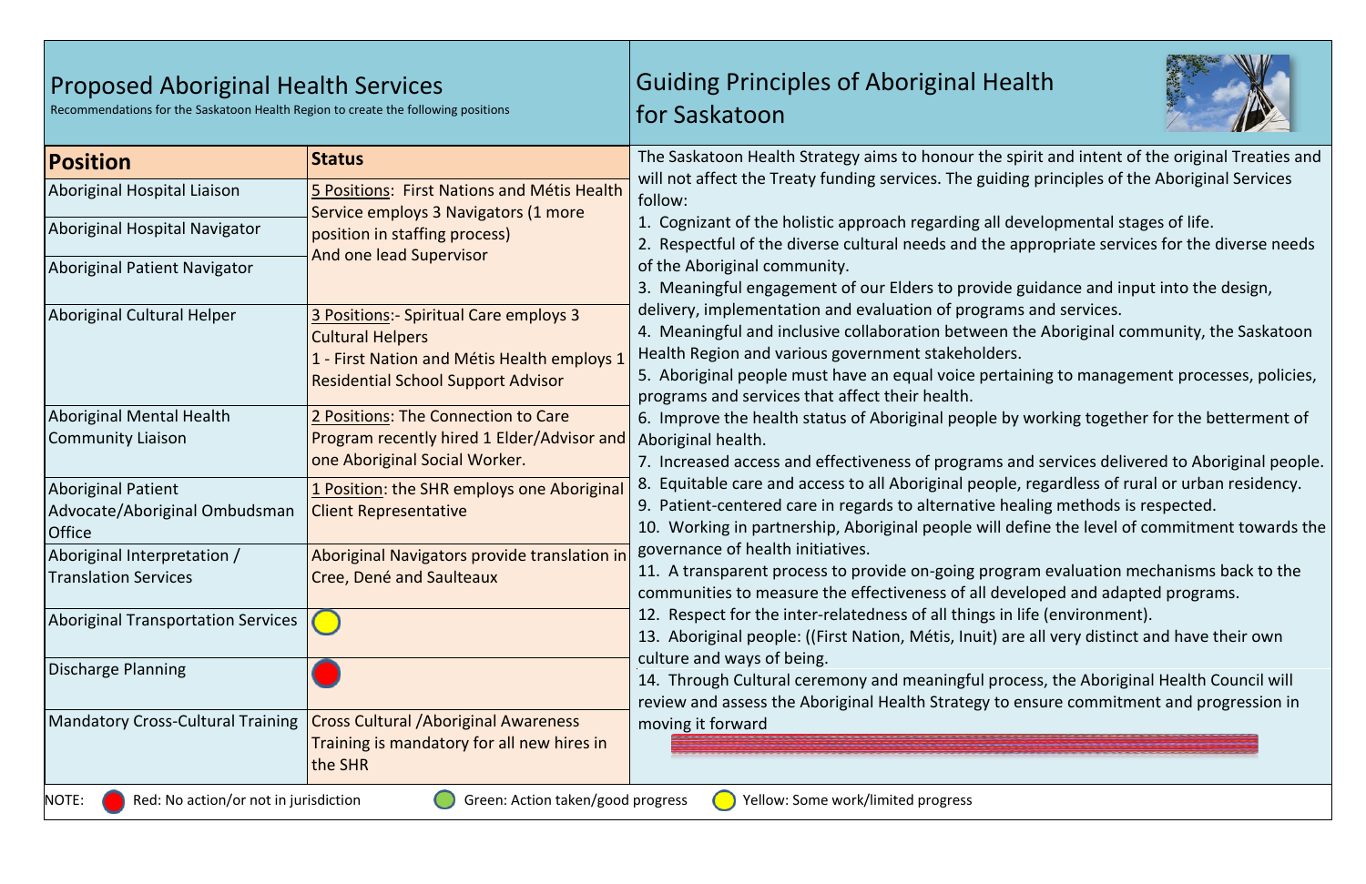## Proposed Aboriginal Health Services

Recommendations for the Saskatoon Health Region to create the following positions

| Position | Status |
|---|---|
| Aboriginal Hospital Liaison | 5 Positions: First Nations and Métis Health Service employs 3 Navigators (1 more position in staffing process) And one lead Supervisor |
| Aboriginal Hospital Navigator | |
| Aboriginal Patient Navigator | |
| Aboriginal Cultural Helper | 3 Positions:- Spiritual Care employs 3 Cultural Helpers<br>1 - First Nation and Métis Health employs 1 Residential School Support Advisor |
| Aboriginal Mental Health Community Liaison | 2 Positions: The Connection to Care Program recently hired 1 Elder/Advisor and one Aboriginal Social Worker. |
| Aboriginal Patient Advocate/Aboriginal Ombudsman Office | 1 Position: the SHR employs one Aboriginal Client Representative |
| Aboriginal Interpretation / Translation Services | Aboriginal Navigators provide translation in Cree, Dené and Saulteaux |
| Aboriginal Transportation Services | Yellow |
| Discharge Planning | Red |
| Mandatory Cross-Cultural Training | Cross Cultural /Aboriginal Awareness Training is mandatory for all new hires in the SHR |

NOTE: Red: No action/or not in jurisdiction; Green: Action taken/good progress; Yellow: Some work/limited progress

## Guiding Principles of Aboriginal Health for Saskatoon

The Saskatoon Health Strategy aims to honour the spirit and intent of the original Treaties and will not affect the Treaty funding services. The guiding principles of the Aboriginal Services follow:

1. Cognizant of the holistic approach regarding all developmental stages of life.
2. Respectful of the diverse cultural needs and the appropriate services for the diverse needs of the Aboriginal community.
3. Meaningful engagement of our Elders to provide guidance and input into the design, delivery, implementation and evaluation of programs and services.
4. Meaningful and inclusive collaboration between the Aboriginal community, the Saskatoon Health Region and various government stakeholders.
5. Aboriginal people must have an equal voice pertaining to management processes, policies, programs and services that affect their health.
6. Improve the health status of Aboriginal people by working together for the betterment of Aboriginal health.
7. Increased access and effectiveness of programs and services delivered to Aboriginal people.
8. Equitable care and access to all Aboriginal people, regardless of rural or urban residency.
9. Patient-centered care in regards to alternative healing methods is respected.
10. Working in partnership, Aboriginal people will define the level of commitment towards the governance of health initiatives.
11. A transparent process to provide on-going program evaluation mechanisms back to the communities to measure the effectiveness of all developed and adapted programs.
12. Respect for the inter-relatedness of all things in life (environment).
13. Aboriginal people: ((First Nation, Métis, Inuit) are all very distinct and have their own culture and ways of being.
14. Through Cultural ceremony and meaningful process, the Aboriginal Health Council will review and assess the Aboriginal Health Strategy to ensure commitment and progression in moving it forward